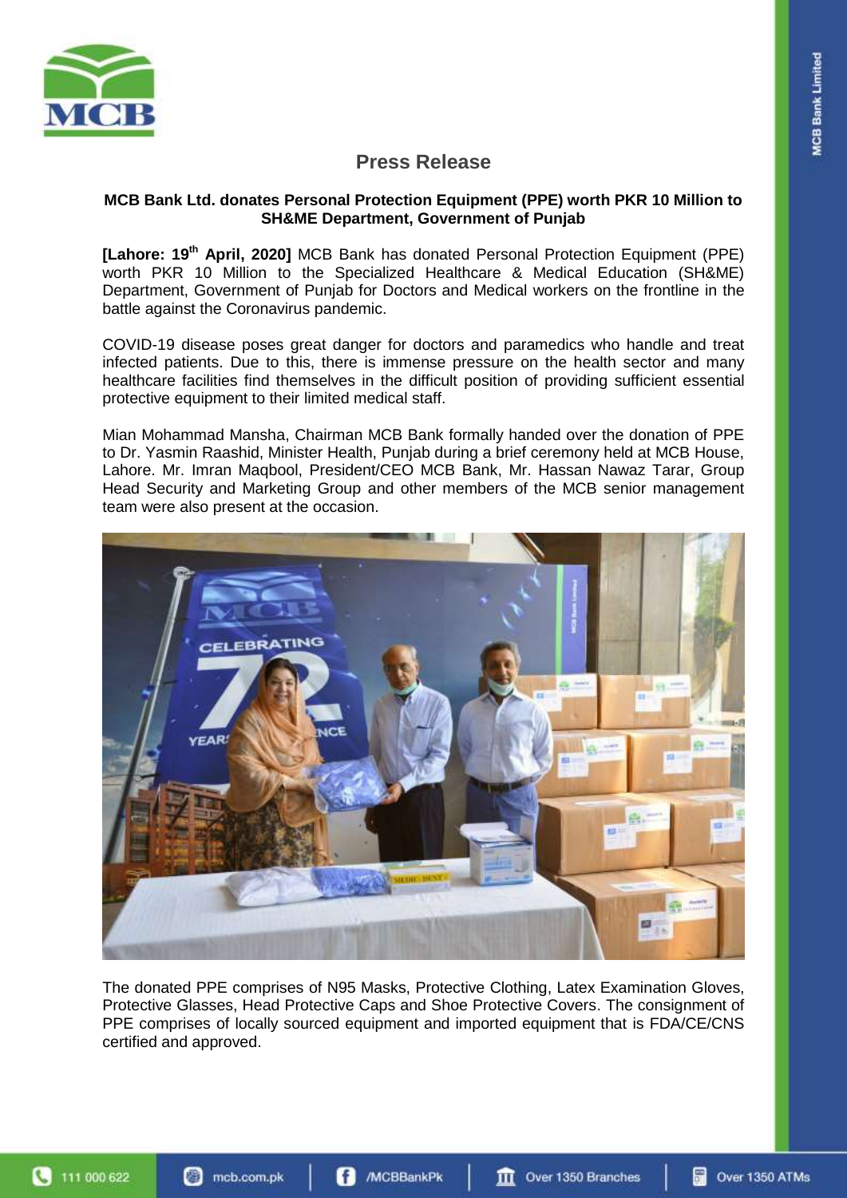# Press Release

**MCB Bank Ltd. donates Personal Protection Equipment (PPE) worth PKR 10 Million to SH&ME Department, Government of Punjab**

**[Lahore: 19th April, 2020]** MCB Bank has donated Personal Protection Equipment (PPE) worth PKR 10 Million to the Specialized Healthcare & Medical Education (SH&ME) Department, Government of Punjab for Doctors and Medical workers on the frontline in the battle against the Coronavirus pandemic.

COVID-19 disease poses great danger for doctors and paramedics who handle and treat infected patients. Due to this, there is immense pressure on the health sector and many healthcare facilities find themselves in the difficult position of providing sufficient essential protective equipment to their limited medical staff.

Mian Mohammad Mansha, Chairman MCB Bank formally handed over the donation of PPE to Dr. Yasmin Raashid, Minister Health, Punjab during a brief ceremony held at MCB House, Lahore. Mr. Imran Maqbool, President/CEO MCB Bank, Mr. Hassan Nawaz Tarar, Group Head Security and Marketing Group and other members of the MCB senior management team were also present at the occasion.

The donated PPE comprises of N95 Masks, Protective Clothing, Latex Examination Gloves, Protective Glasses, Head Protective Caps and Shoe Protective Covers. The consignment of PPE comprises of locally sourced equipment and imported equipment that is FDA/CE/CNS certified and approved.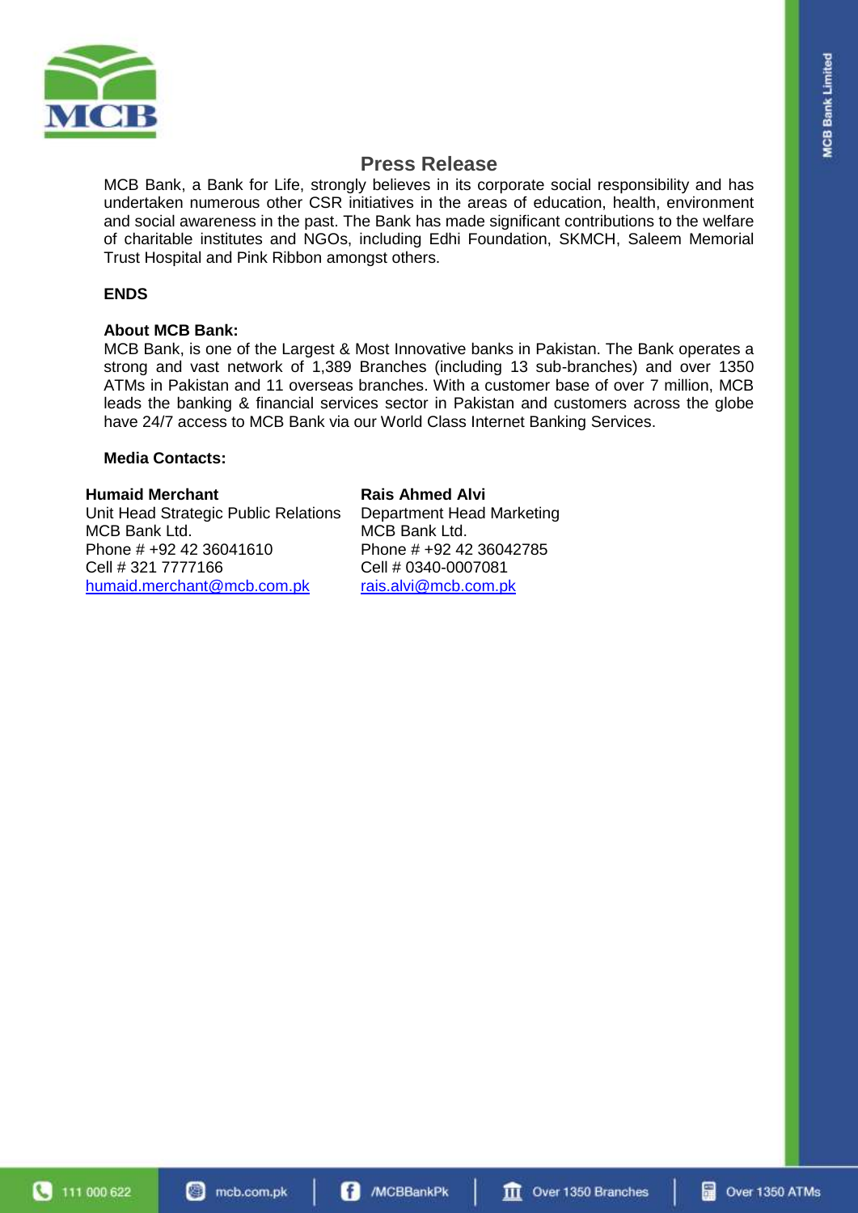## Press Release

MCB Bank, a Bank for Life, strongly believes in its corporate social responsibility and has undertaken numerous other CSR initiatives in the areas of education, health, environment and social awareness in the past. The Bank has made significant contributions to the welfare of charitable institutes and NGOs, including Edhi Foundation, SKMCH, Saleem Memorial Trust Hospital and Pink Ribbon amongst others.

**ENDS**

**About MCB Bank:**
MCB Bank, is one of the Largest & Most Innovative banks in Pakistan. The Bank operates a strong and vast network of 1,389 Branches (including 13 sub-branches) and over 1350 ATMs in Pakistan and 11 overseas branches. With a customer base of over 7 million, MCB leads the banking & financial services sector in Pakistan and customers across the globe have 24/7 access to MCB Bank via our World Class Internet Banking Services.

**Media Contacts:**

**Humaid Merchant**
Unit Head Strategic Public Relations
MCB Bank Ltd.
Phone # +92 42 36041610
Cell # 321 7777166
humaid.merchant@mcb.com.pk

**Rais Ahmed Alvi**
Department Head Marketing
MCB Bank Ltd.
Phone # +92 42 36042785
Cell # 0340-0007081
rais.alvi@mcb.com.pk